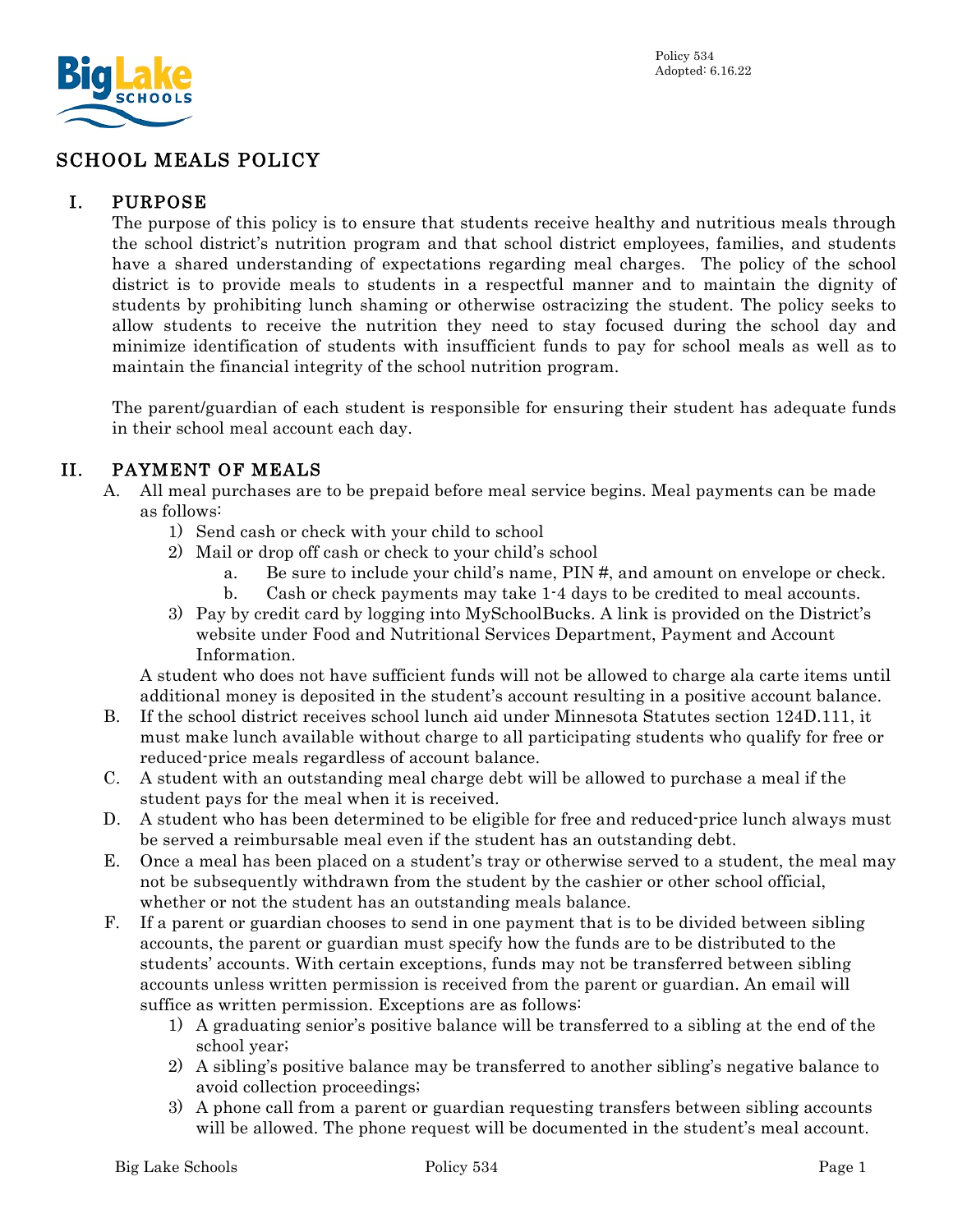Policy 534
Adopted: 6.16.22

# SCHOOL MEALS POLICY

## I. PURPOSE

The purpose of this policy is to ensure that students receive healthy and nutritious meals through the school district's nutrition program and that school district employees, families, and students have a shared understanding of expectations regarding meal charges. The policy of the school district is to provide meals to students in a respectful manner and to maintain the dignity of students by prohibiting lunch shaming or otherwise ostracizing the student. The policy seeks to allow students to receive the nutrition they need to stay focused during the school day and minimize identification of students with insufficient funds to pay for school meals as well as to maintain the financial integrity of the school nutrition program.

The parent/guardian of each student is responsible for ensuring their student has adequate funds in their school meal account each day.

## II. PAYMENT OF MEALS

A. All meal purchases are to be prepaid before meal service begins. Meal payments can be made as follows:
   1) Send cash or check with your child to school
   2) Mail or drop off cash or check to your child's school
      a. Be sure to include your child's name, PIN #, and amount on envelope or check.
      b. Cash or check payments may take 1-4 days to be credited to meal accounts.
   3) Pay by credit card by logging into MySchoolBucks. A link is provided on the District's website under Food and Nutritional Services Department, Payment and Account Information.

   A student who does not have sufficient funds will not be allowed to charge ala carte items until additional money is deposited in the student's account resulting in a positive account balance.

B. If the school district receives school lunch aid under Minnesota Statutes section 124D.111, it must make lunch available without charge to all participating students who qualify for free or reduced-price meals regardless of account balance.

C. A student with an outstanding meal charge debt will be allowed to purchase a meal if the student pays for the meal when it is received.

D. A student who has been determined to be eligible for free and reduced-price lunch always must be served a reimbursable meal even if the student has an outstanding debt.

E. Once a meal has been placed on a student's tray or otherwise served to a student, the meal may not be subsequently withdrawn from the student by the cashier or other school official, whether or not the student has an outstanding meals balance.

F. If a parent or guardian chooses to send in one payment that is to be divided between sibling accounts, the parent or guardian must specify how the funds are to be distributed to the students' accounts. With certain exceptions, funds may not be transferred between sibling accounts unless written permission is received from the parent or guardian. An email will suffice as written permission. Exceptions are as follows:
   1) A graduating senior's positive balance will be transferred to a sibling at the end of the school year;
   2) A sibling's positive balance may be transferred to another sibling's negative balance to avoid collection proceedings;
   3) A phone call from a parent or guardian requesting transfers between sibling accounts will be allowed. The phone request will be documented in the student's meal account.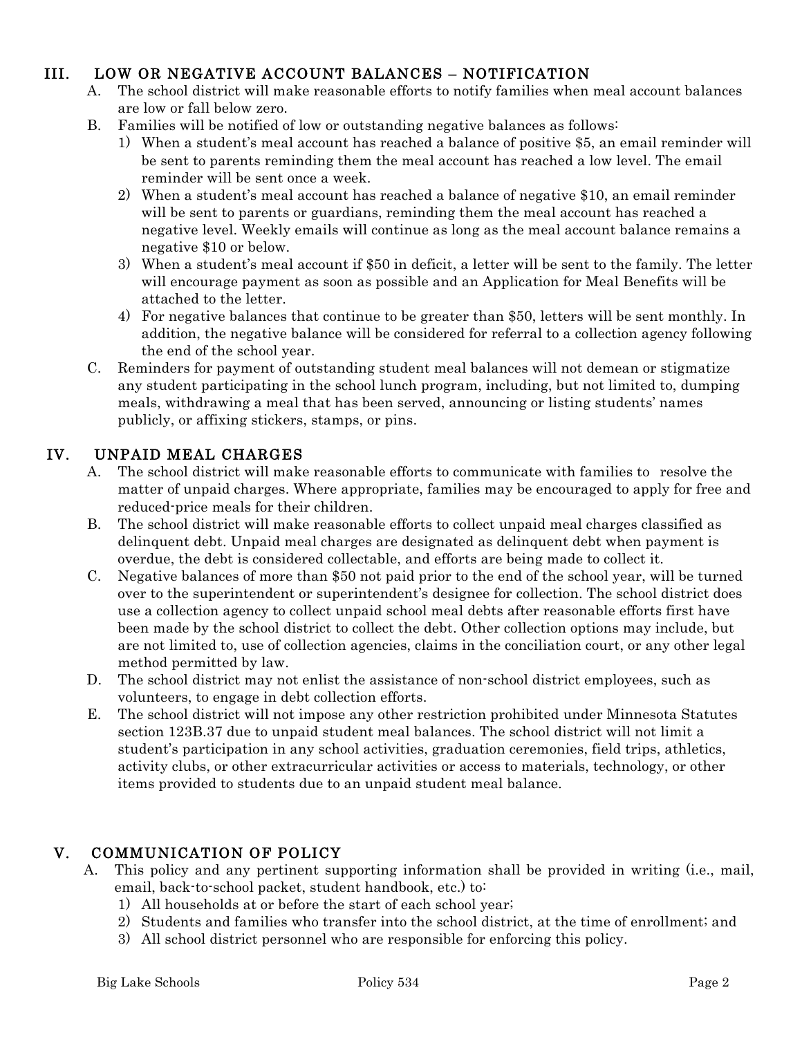## III. LOW OR NEGATIVE ACCOUNT BALANCES – NOTIFICATION

A. The school district will make reasonable efforts to notify families when meal account balances are low or fall below zero.

B. Families will be notified of low or outstanding negative balances as follows:

1) When a student's meal account has reached a balance of positive $5, an email reminder will be sent to parents reminding them the meal account has reached a low level. The email reminder will be sent once a week.
2) When a student's meal account has reached a balance of negative $10, an email reminder will be sent to parents or guardians, reminding them the meal account has reached a negative level. Weekly emails will continue as long as the meal account balance remains a negative $10 or below.
3) When a student's meal account if $50 in deficit, a letter will be sent to the family. The letter will encourage payment as soon as possible and an Application for Meal Benefits will be attached to the letter.
4) For negative balances that continue to be greater than $50, letters will be sent monthly. In addition, the negative balance will be considered for referral to a collection agency following the end of the school year.

C. Reminders for payment of outstanding student meal balances will not demean or stigmatize any student participating in the school lunch program, including, but not limited to, dumping meals, withdrawing a meal that has been served, announcing or listing students' names publicly, or affixing stickers, stamps, or pins.

## IV. UNPAID MEAL CHARGES

A. The school district will make reasonable efforts to communicate with families to resolve the matter of unpaid charges. Where appropriate, families may be encouraged to apply for free and reduced-price meals for their children.

B. The school district will make reasonable efforts to collect unpaid meal charges classified as delinquent debt. Unpaid meal charges are designated as delinquent debt when payment is overdue, the debt is considered collectable, and efforts are being made to collect it.

C. Negative balances of more than $50 not paid prior to the end of the school year, will be turned over to the superintendent or superintendent's designee for collection. The school district does use a collection agency to collect unpaid school meal debts after reasonable efforts first have been made by the school district to collect the debt. Other collection options may include, but are not limited to, use of collection agencies, claims in the conciliation court, or any other legal method permitted by law.

D. The school district may not enlist the assistance of non-school district employees, such as volunteers, to engage in debt collection efforts.

E. The school district will not impose any other restriction prohibited under Minnesota Statutes section 123B.37 due to unpaid student meal balances. The school district will not limit a student's participation in any school activities, graduation ceremonies, field trips, athletics, activity clubs, or other extracurricular activities or access to materials, technology, or other items provided to students due to an unpaid student meal balance.

## V. COMMUNICATION OF POLICY

A. This policy and any pertinent supporting information shall be provided in writing (i.e., mail, email, back-to-school packet, student handbook, etc.) to:

1) All households at or before the start of each school year;
2) Students and families who transfer into the school district, at the time of enrollment; and
3) All school district personnel who are responsible for enforcing this policy.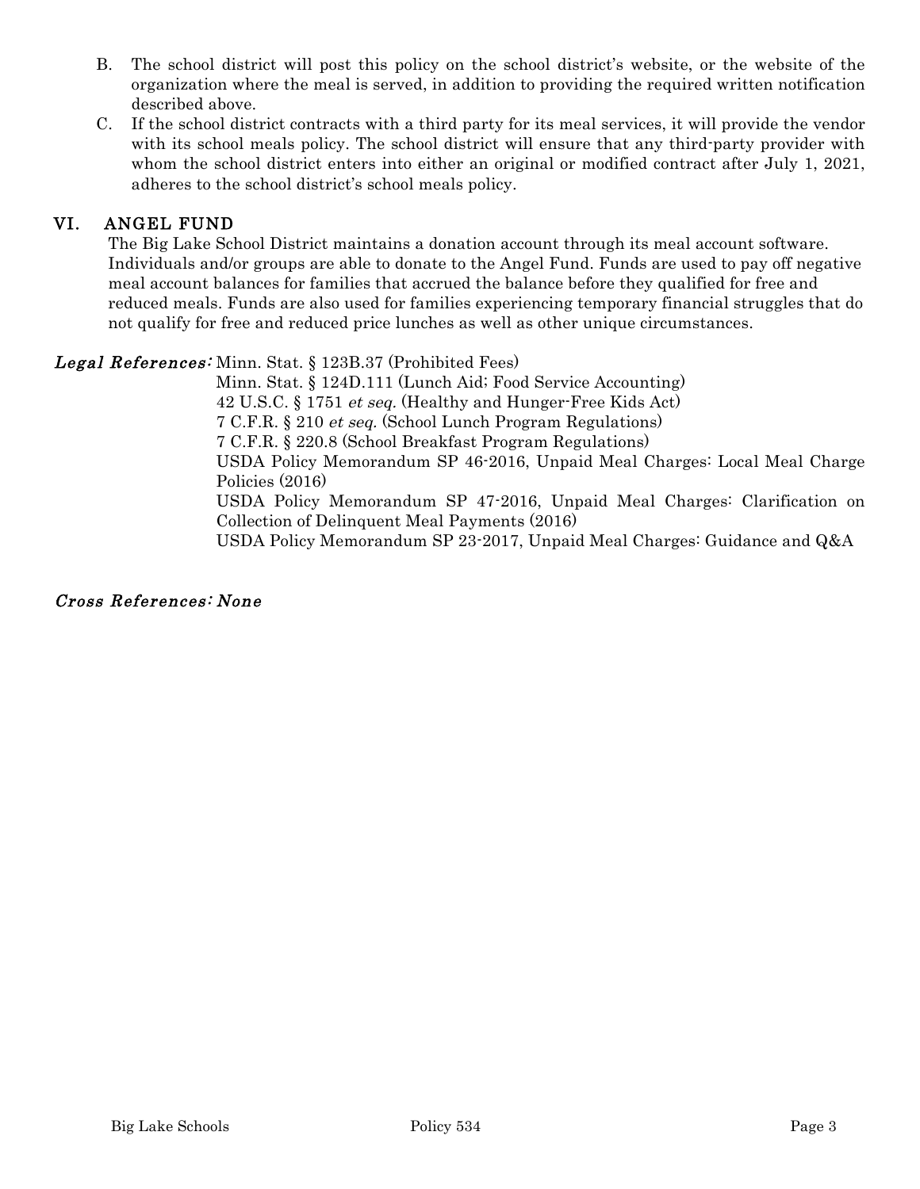B. The school district will post this policy on the school district's website, or the website of the organization where the meal is served, in addition to providing the required written notification described above.

C. If the school district contracts with a third party for its meal services, it will provide the vendor with its school meals policy. The school district will ensure that any third-party provider with whom the school district enters into either an original or modified contract after July 1, 2021, adheres to the school district's school meals policy.

## VI. ANGEL FUND

The Big Lake School District maintains a donation account through its meal account software. Individuals and/or groups are able to donate to the Angel Fund. Funds are used to pay off negative meal account balances for families that accrued the balance before they qualified for free and reduced meals. Funds are also used for families experiencing temporary financial struggles that do not qualify for free and reduced price lunches as well as other unique circumstances.

***Legal References:*** Minn. Stat. § 123B.37 (Prohibited Fees)
Minn. Stat. § 124D.111 (Lunch Aid; Food Service Accounting)
42 U.S.C. § 1751 *et seq.* (Healthy and Hunger-Free Kids Act)
7 C.F.R. § 210 *et seq.* (School Lunch Program Regulations)
7 C.F.R. § 220.8 (School Breakfast Program Regulations)
USDA Policy Memorandum SP 46-2016, Unpaid Meal Charges: Local Meal Charge Policies (2016)
USDA Policy Memorandum SP 47-2016, Unpaid Meal Charges: Clarification on Collection of Delinquent Meal Payments (2016)
USDA Policy Memorandum SP 23-2017, Unpaid Meal Charges: Guidance and Q&A

***Cross References: None***